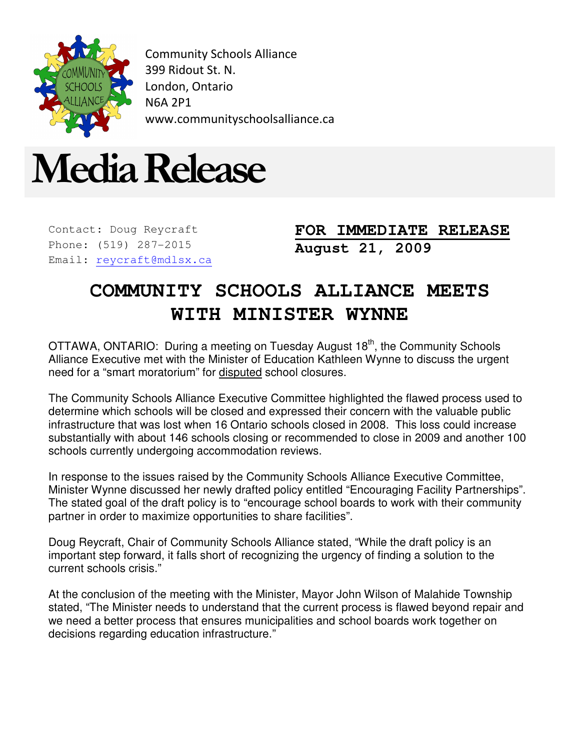Community Schools Alliance
399 Ridout St. N.
London, Ontario
N6A 2P1
www.communityschoolsalliance.ca

# Media Release

Contact: Doug Reycraft
Phone: (519) 287-2015
Email: reycraft@mdlsx.ca

**FOR IMMEDIATE RELEASE**
**August 21, 2009**

## COMMUNITY SCHOOLS ALLIANCE MEETS WITH MINISTER WYNNE

OTTAWA, ONTARIO: During a meeting on Tuesday August 18th, the Community Schools Alliance Executive met with the Minister of Education Kathleen Wynne to discuss the urgent need for a "smart moratorium" for disputed school closures.

The Community Schools Alliance Executive Committee highlighted the flawed process used to determine which schools will be closed and expressed their concern with the valuable public infrastructure that was lost when 16 Ontario schools closed in 2008. This loss could increase substantially with about 146 schools closing or recommended to close in 2009 and another 100 schools currently undergoing accommodation reviews.

In response to the issues raised by the Community Schools Alliance Executive Committee, Minister Wynne discussed her newly drafted policy entitled "Encouraging Facility Partnerships". The stated goal of the draft policy is to "encourage school boards to work with their community partner in order to maximize opportunities to share facilities".

Doug Reycraft, Chair of Community Schools Alliance stated, "While the draft policy is an important step forward, it falls short of recognizing the urgency of finding a solution to the current schools crisis."

At the conclusion of the meeting with the Minister, Mayor John Wilson of Malahide Township stated, "The Minister needs to understand that the current process is flawed beyond repair and we need a better process that ensures municipalities and school boards work together on decisions regarding education infrastructure."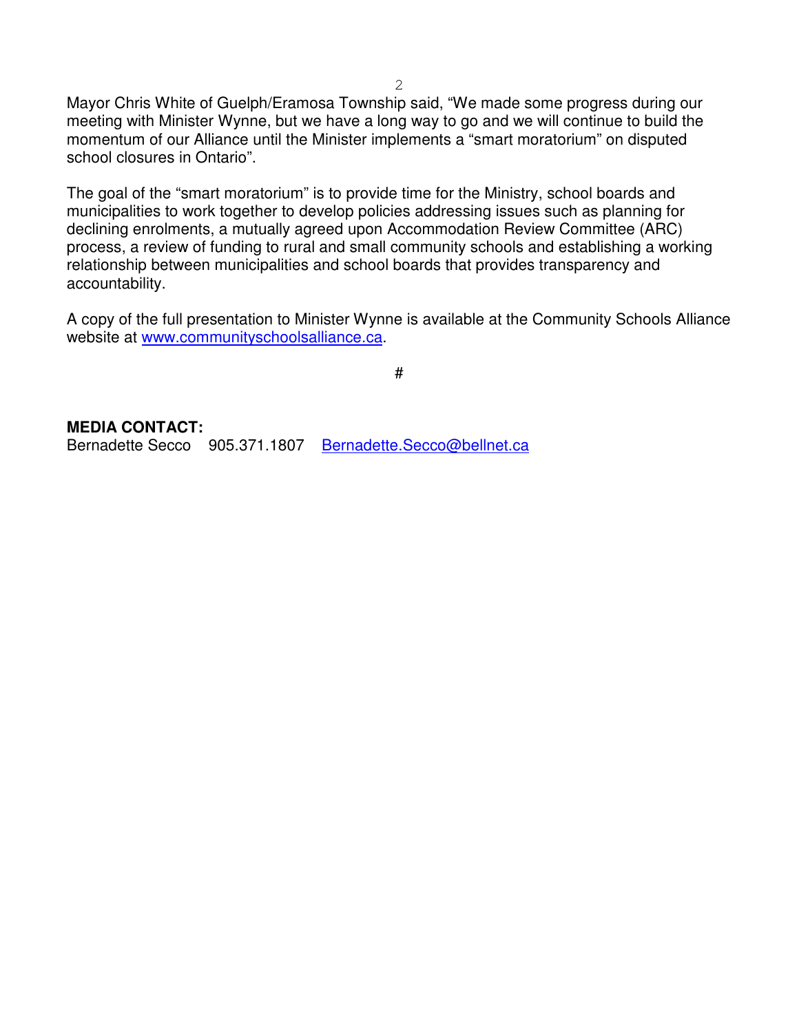Mayor Chris White of Guelph/Eramosa Township said, “We made some progress during our meeting with Minister Wynne, but we have a long way to go and we will continue to build the momentum of our Alliance until the Minister implements a “smart moratorium” on disputed school closures in Ontario”.

The goal of the “smart moratorium” is to provide time for the Ministry, school boards and municipalities to work together to develop policies addressing issues such as planning for declining enrolments, a mutually agreed upon Accommodation Review Committee (ARC) process, a review of funding to rural and small community schools and establishing a working relationship between municipalities and school boards that provides transparency and accountability.

A copy of the full presentation to Minister Wynne is available at the Community Schools Alliance website at [www.communityschoolsalliance.ca](http://www.communityschoolsalliance.ca).

#

**MEDIA CONTACT:**
Bernadette Secco 905.371.1807 [Bernadette.Secco@bellnet.ca](mailto:Bernadette.Secco@bellnet.ca)